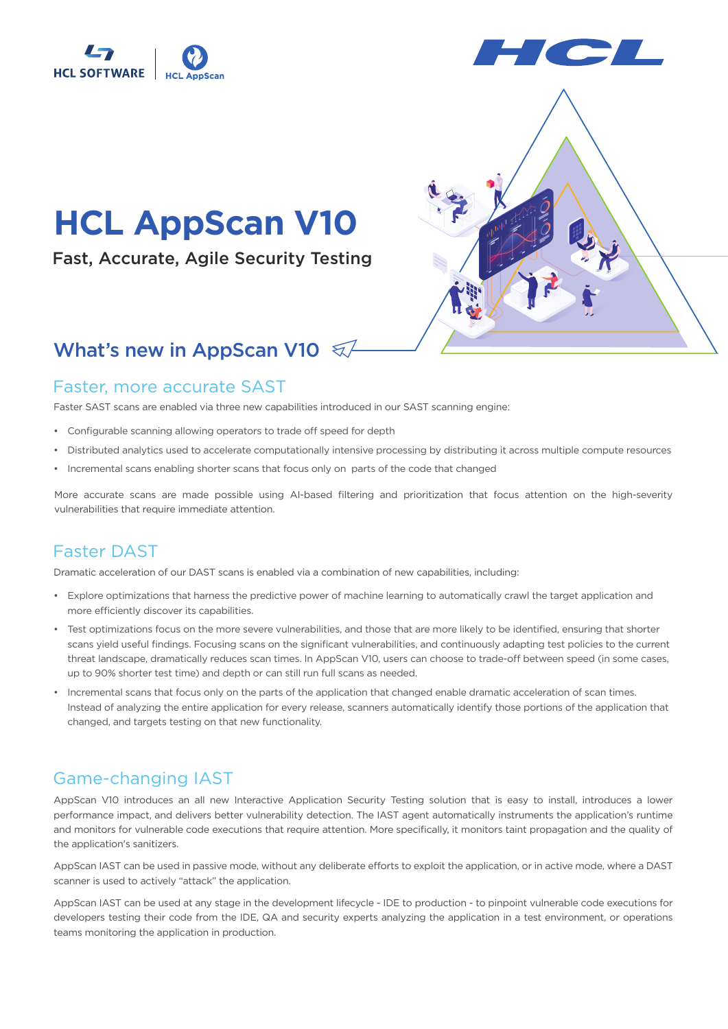# HCL AppScan V10

Fast, Accurate, Agile Security Testing

## What's new in AppScan V10

### Faster, more accurate SAST

Faster SAST scans are enabled via three new capabilities introduced in our SAST scanning engine:

- Configurable scanning allowing operators to trade off speed for depth
- Distributed analytics used to accelerate computationally intensive processing by distributing it across multiple compute resources
- Incremental scans enabling shorter scans that focus only on parts of the code that changed

More accurate scans are made possible using AI-based filtering and prioritization that focus attention on the high-severity vulnerabilities that require immediate attention.

### Faster DAST

Dramatic acceleration of our DAST scans is enabled via a combination of new capabilities, including:

- Explore optimizations that harness the predictive power of machine learning to automatically crawl the target application and more efficiently discover its capabilities.
- Test optimizations focus on the more severe vulnerabilities, and those that are more likely to be identified, ensuring that shorter scans yield useful findings. Focusing scans on the significant vulnerabilities, and continuously adapting test policies to the current threat landscape, dramatically reduces scan times. In AppScan V10, users can choose to trade-off between speed (in some cases, up to 90% shorter test time) and depth or can still run full scans as needed.
- Incremental scans that focus only on the parts of the application that changed enable dramatic acceleration of scan times. Instead of analyzing the entire application for every release, scanners automatically identify those portions of the application that changed, and targets testing on that new functionality.

### Game-changing IAST

AppScan V10 introduces an all new Interactive Application Security Testing solution that is easy to install, introduces a lower performance impact, and delivers better vulnerability detection. The IAST agent automatically instruments the application's runtime and monitors for vulnerable code executions that require attention. More specifically, it monitors taint propagation and the quality of the application's sanitizers.

AppScan IAST can be used in passive mode, without any deliberate efforts to exploit the application, or in active mode, where a DAST scanner is used to actively "attack" the application.

AppScan IAST can be used at any stage in the development lifecycle - IDE to production - to pinpoint vulnerable code executions for developers testing their code from the IDE, QA and security experts analyzing the application in a test environment, or operations teams monitoring the application in production.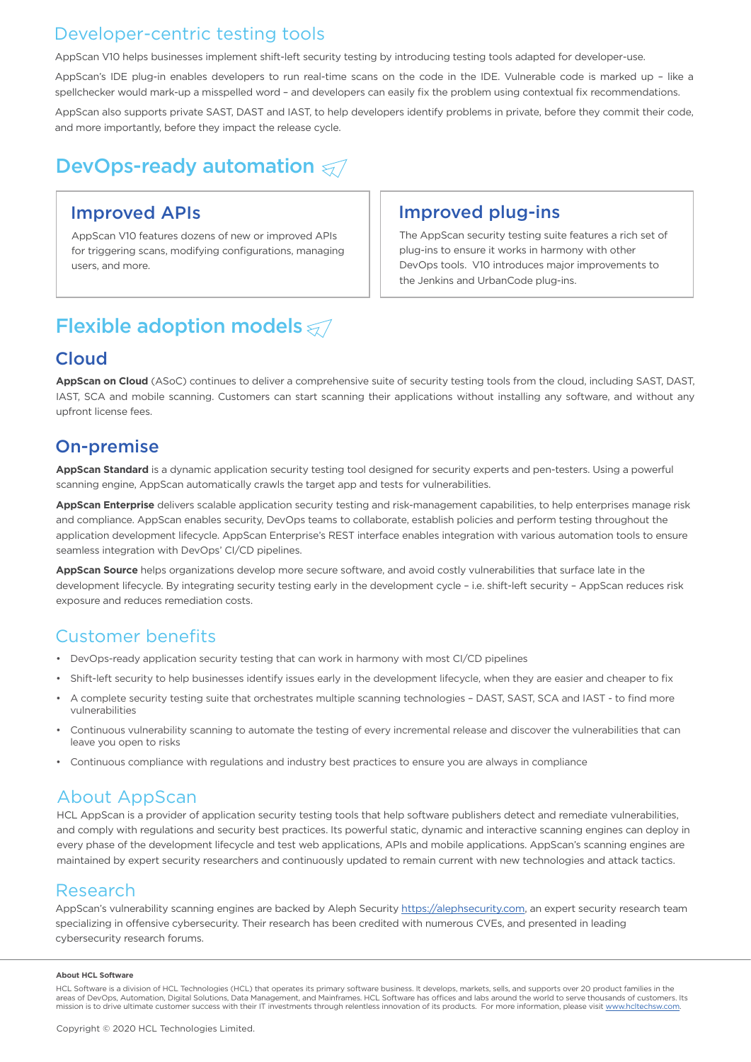## Developer-centric testing tools

AppScan V10 helps businesses implement shift-left security testing by introducing testing tools adapted for developer-use.

AppScan's IDE plug-in enables developers to run real-time scans on the code in the IDE. Vulnerable code is marked up – like a spellchecker would mark-up a misspelled word – and developers can easily fix the problem using contextual fix recommendations.

AppScan also supports private SAST, DAST and IAST, to help developers identify problems in private, before they commit their code, and more importantly, before they impact the release cycle.

## DevOps-ready automation

### Improved APIs

AppScan V10 features dozens of new or improved APIs for triggering scans, modifying configurations, managing users, and more.

### Improved plug-ins

The AppScan security testing suite features a rich set of plug-ins to ensure it works in harmony with other DevOps tools. V10 introduces major improvements to the Jenkins and UrbanCode plug-ins.

## Flexible adoption models

### Cloud

**AppScan on Cloud** (ASoC) continues to deliver a comprehensive suite of security testing tools from the cloud, including SAST, DAST, IAST, SCA and mobile scanning. Customers can start scanning their applications without installing any software, and without any upfront license fees.

### On-premise

**AppScan Standard** is a dynamic application security testing tool designed for security experts and pen-testers. Using a powerful scanning engine, AppScan automatically crawls the target app and tests for vulnerabilities.

**AppScan Enterprise** delivers scalable application security testing and risk-management capabilities, to help enterprises manage risk and compliance. AppScan enables security, DevOps teams to collaborate, establish policies and perform testing throughout the application development lifecycle. AppScan Enterprise's REST interface enables integration with various automation tools to ensure seamless integration with DevOps' CI/CD pipelines.

**AppScan Source** helps organizations develop more secure software, and avoid costly vulnerabilities that surface late in the development lifecycle. By integrating security testing early in the development cycle – i.e. shift-left security – AppScan reduces risk exposure and reduces remediation costs.

## Customer benefits

- DevOps-ready application security testing that can work in harmony with most CI/CD pipelines
- Shift-left security to help businesses identify issues early in the development lifecycle, when they are easier and cheaper to fix
- A complete security testing suite that orchestrates multiple scanning technologies – DAST, SAST, SCA and IAST - to find more vulnerabilities
- Continuous vulnerability scanning to automate the testing of every incremental release and discover the vulnerabilities that can leave you open to risks
- Continuous compliance with regulations and industry best practices to ensure you are always in compliance

## About AppScan

HCL AppScan is a provider of application security testing tools that help software publishers detect and remediate vulnerabilities, and comply with regulations and security best practices. Its powerful static, dynamic and interactive scanning engines can deploy in every phase of the development lifecycle and test web applications, APIs and mobile applications. AppScan's scanning engines are maintained by expert security researchers and continuously updated to remain current with new technologies and attack tactics.

## Research

AppScan's vulnerability scanning engines are backed by Aleph Security https://alephsecurity.com, an expert security research team specializing in offensive cybersecurity. Their research has been credited with numerous CVEs, and presented in leading cybersecurity research forums.

**About HCL Software**

HCL Software is a division of HCL Technologies (HCL) that operates its primary software business. It develops, markets, sells, and supports over 20 product families in the areas of DevOps, Automation, Digital Solutions, Data Management, and Mainframes. HCL Software has offices and labs around the world to serve thousands of customers. Its mission is to drive ultimate customer success with their IT investments through relentless innovation of its products. For more information, please visit www.hcltechsw.com.

Copyright © 2020 HCL Technologies Limited.